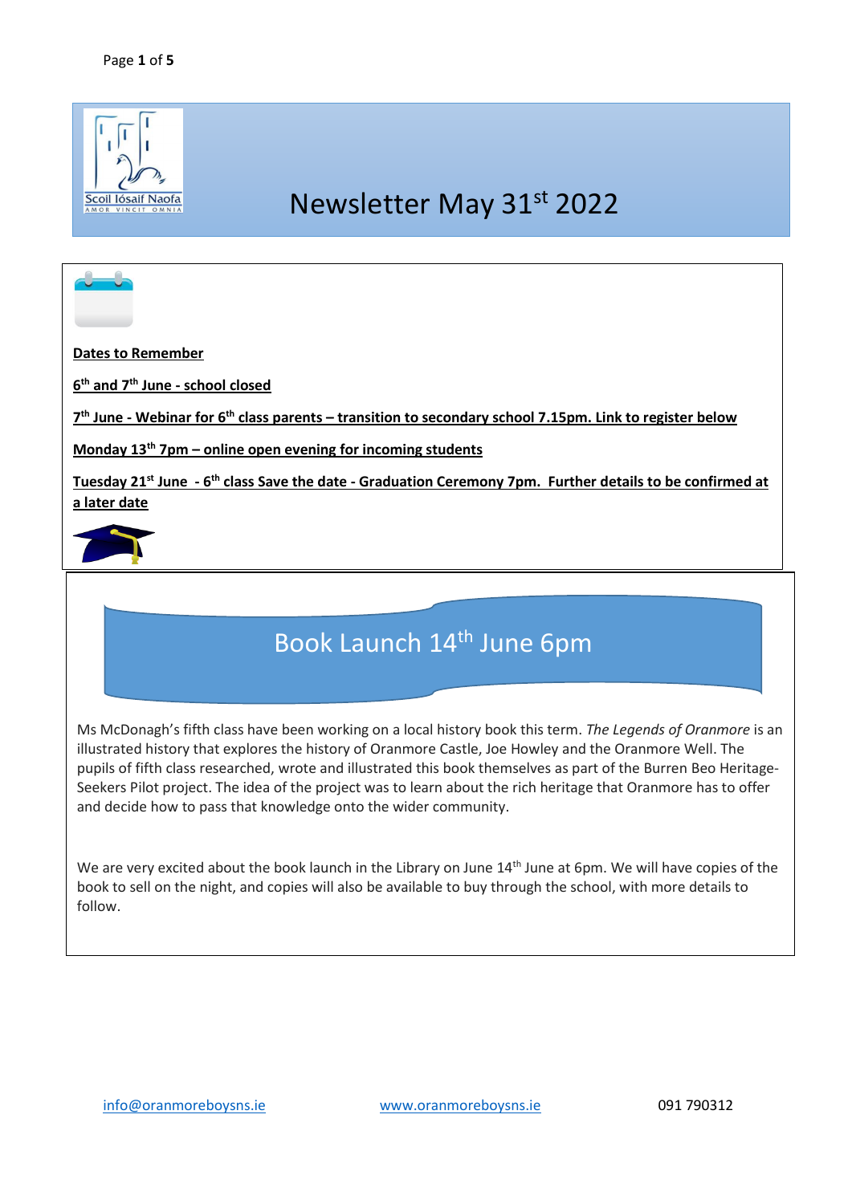Scoil Iósaif Naofa

AMOR VINCIT OMNIA

# Newsletter May 31st 2022

**Dates to Remember**

**6th and 7th June - school closed**

**7th June - Webinar for 6th class parents – transition to secondary school 7.15pm. Link to register below**

**Monday 13th 7pm – online open evening for incoming students**

**Tuesday 21st June - 6th class Save the date - Graduation Ceremony 7pm. Further details to be confirmed at a later date**

## Book Launch 14th June 6pm

Ms McDonagh's fifth class have been working on a local history book this term. *The Legends of Oranmore* is an illustrated history that explores the history of Oranmore Castle, Joe Howley and the Oranmore Well. The pupils of fifth class researched, wrote and illustrated this book themselves as part of the Burren Beo Heritage-Seekers Pilot project. The idea of the project was to learn about the rich heritage that Oranmore has to offer and decide how to pass that knowledge onto the wider community.

We are very excited about the book launch in the Library on June 14th June at 6pm. We will have copies of the book to sell on the night, and copies will also be available to buy through the school, with more details to follow.

info@oranmoreboysns.ie www.oranmoreboysns.ie 091 790312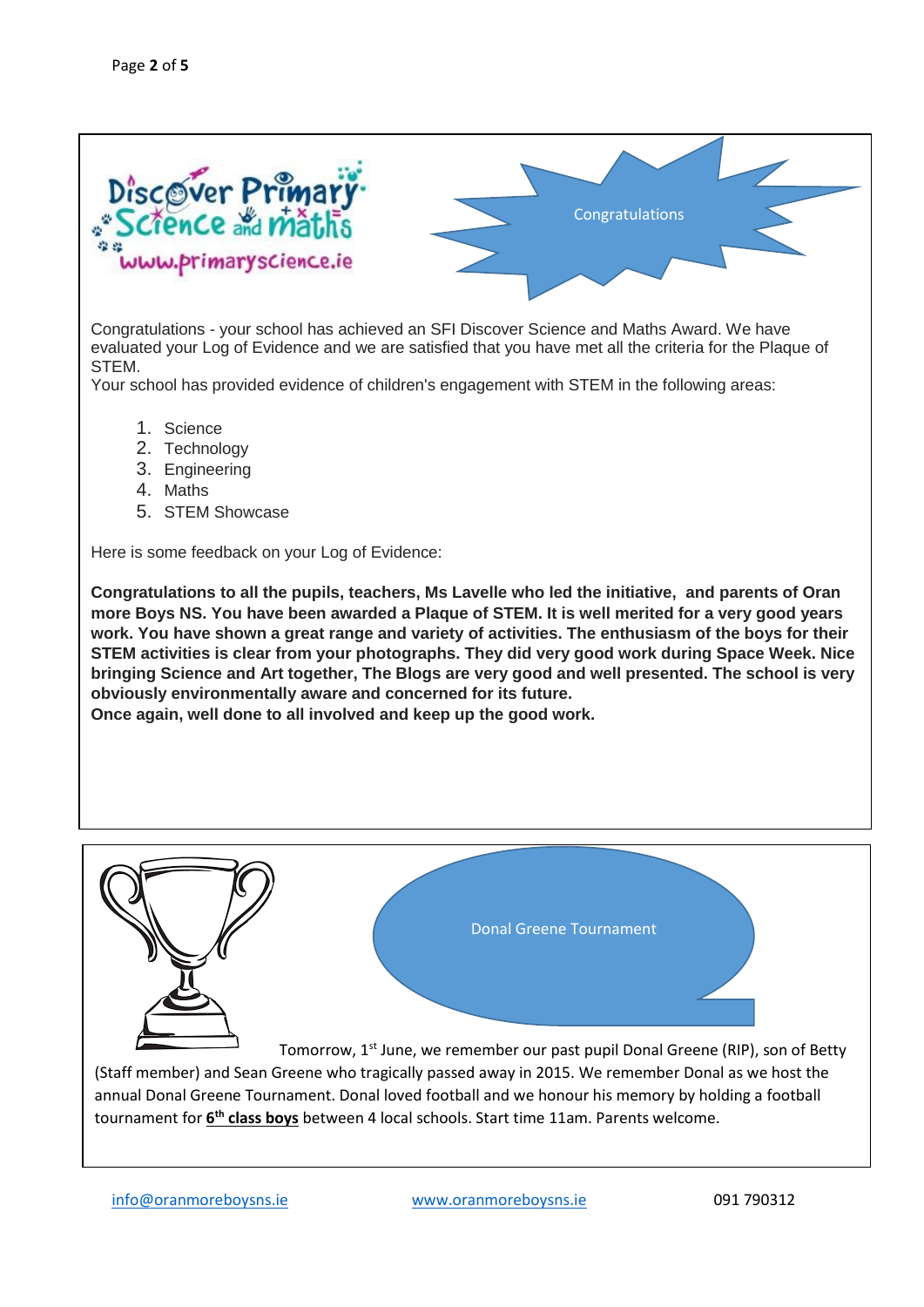Discover Primary Science and Maths
www.primaryscience.ie

## Congratulations

Congratulations - your school has achieved an SFI Discover Science and Maths Award. We have evaluated your Log of Evidence and we are satisfied that you have met all the criteria for the Plaque of STEM.
Your school has provided evidence of children's engagement with STEM in the following areas:

1. Science
2. Technology
3. Engineering
4. Maths
5. STEM Showcase

Here is some feedback on your Log of Evidence:

**Congratulations to all the pupils, teachers, Ms Lavelle who led the initiative, and parents of Oran more Boys NS. You have been awarded a Plaque of STEM. It is well merited for a very good years work. You have shown a great range and variety of activities. The enthusiasm of the boys for their STEM activities is clear from your photographs. They did very good work during Space Week. Nice bringing Science and Art together, The Blogs are very good and well presented. The school is very obviously environmentally aware and concerned for its future.**
**Once again, well done to all involved and keep up the good work.**

## Donal Greene Tournament

Tomorrow, 1st June, we remember our past pupil Donal Greene (RIP), son of Betty (Staff member) and Sean Greene who tragically passed away in 2015. We remember Donal as we host the annual Donal Greene Tournament. Donal loved football and we honour his memory by holding a football tournament for **6th class boys** between 4 local schools. Start time 11am. Parents welcome.

info@oranmoreboysns.ie www.oranmoreboysns.ie 091 790312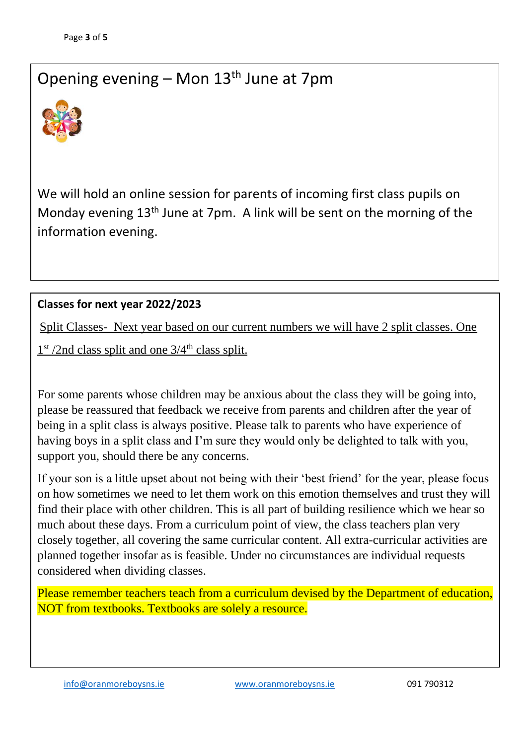## Opening evening – Mon 13th June at 7pm

We will hold an online session for parents of incoming first class pupils on Monday evening 13th June at 7pm. A link will be sent on the morning of the information evening.

**Classes for next year 2022/2023**

Split Classes- Next year based on our current numbers we will have 2 split classes. One 1st /2nd class split and one 3/4th class split.

For some parents whose children may be anxious about the class they will be going into, please be reassured that feedback we receive from parents and children after the year of being in a split class is always positive. Please talk to parents who have experience of having boys in a split class and I'm sure they would only be delighted to talk with you, support you, should there be any concerns.

If your son is a little upset about not being with their 'best friend' for the year, please focus on how sometimes we need to let them work on this emotion themselves and trust they will find their place with other children. This is all part of building resilience which we hear so much about these days. From a curriculum point of view, the class teachers plan very closely together, all covering the same curricular content. All extra-curricular activities are planned together insofar as is feasible. Under no circumstances are individual requests considered when dividing classes.

Please remember teachers teach from a curriculum devised by the Department of education, NOT from textbooks. Textbooks are solely a resource.

info@oranmoreboysns.ie www.oranmoreboysns.ie 091 790312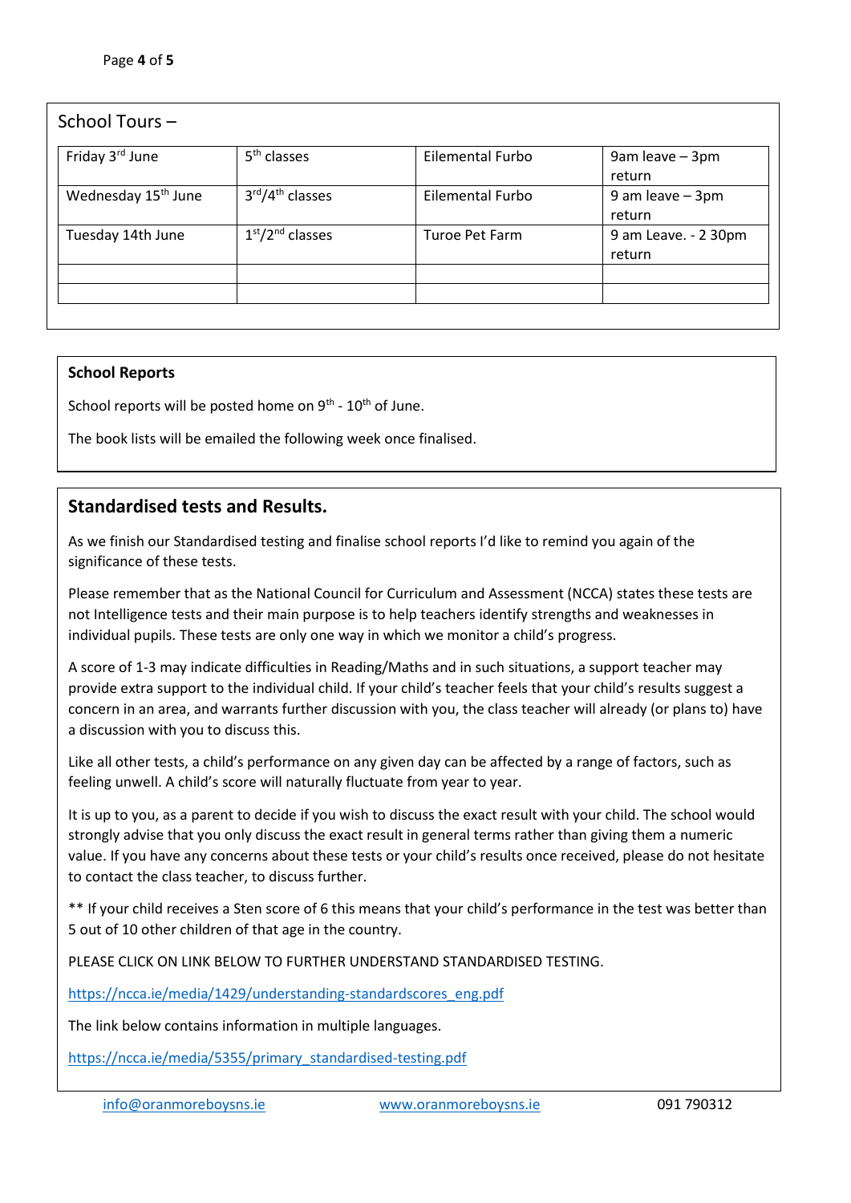School Tours –

| | | | |
|---|---|---|---|
| Friday 3rd June | 5th classes | Eilemental Furbo | 9am leave – 3pm return |
| Wednesday 15th June | 3rd/4th classes | Eilemental Furbo | 9 am leave – 3pm return |
| Tuesday 14th June | 1st/2nd classes | Turoe Pet Farm | 9 am Leave. - 2 30pm return |
| | | | |
| | | | |

**School Reports**

School reports will be posted home on 9th - 10th of June.

The book lists will be emailed the following week once finalised.

## Standardised tests and Results.

As we finish our Standardised testing and finalise school reports I'd like to remind you again of the significance of these tests.

Please remember that as the National Council for Curriculum and Assessment (NCCA) states these tests are not Intelligence tests and their main purpose is to help teachers identify strengths and weaknesses in individual pupils. These tests are only one way in which we monitor a child's progress.

A score of 1-3 may indicate difficulties in Reading/Maths and in such situations, a support teacher may provide extra support to the individual child. If your child's teacher feels that your child's results suggest a concern in an area, and warrants further discussion with you, the class teacher will already (or plans to) have a discussion with you to discuss this.

Like all other tests, a child's performance on any given day can be affected by a range of factors, such as feeling unwell. A child's score will naturally fluctuate from year to year.

It is up to you, as a parent to decide if you wish to discuss the exact result with your child. The school would strongly advise that you only discuss the exact result in general terms rather than giving them a numeric value. If you have any concerns about these tests or your child's results once received, please do not hesitate to contact the class teacher, to discuss further.

** If your child receives a Sten score of 6 this means that your child's performance in the test was better than 5 out of 10 other children of that age in the country.

PLEASE CLICK ON LINK BELOW TO FURTHER UNDERSTAND STANDARDISED TESTING.

https://ncca.ie/media/1429/understanding-standardscores_eng.pdf

The link below contains information in multiple languages.

https://ncca.ie/media/5355/primary_standardised-testing.pdf

info@oranmoreboysns.ie www.oranmoreboysns.ie 091 790312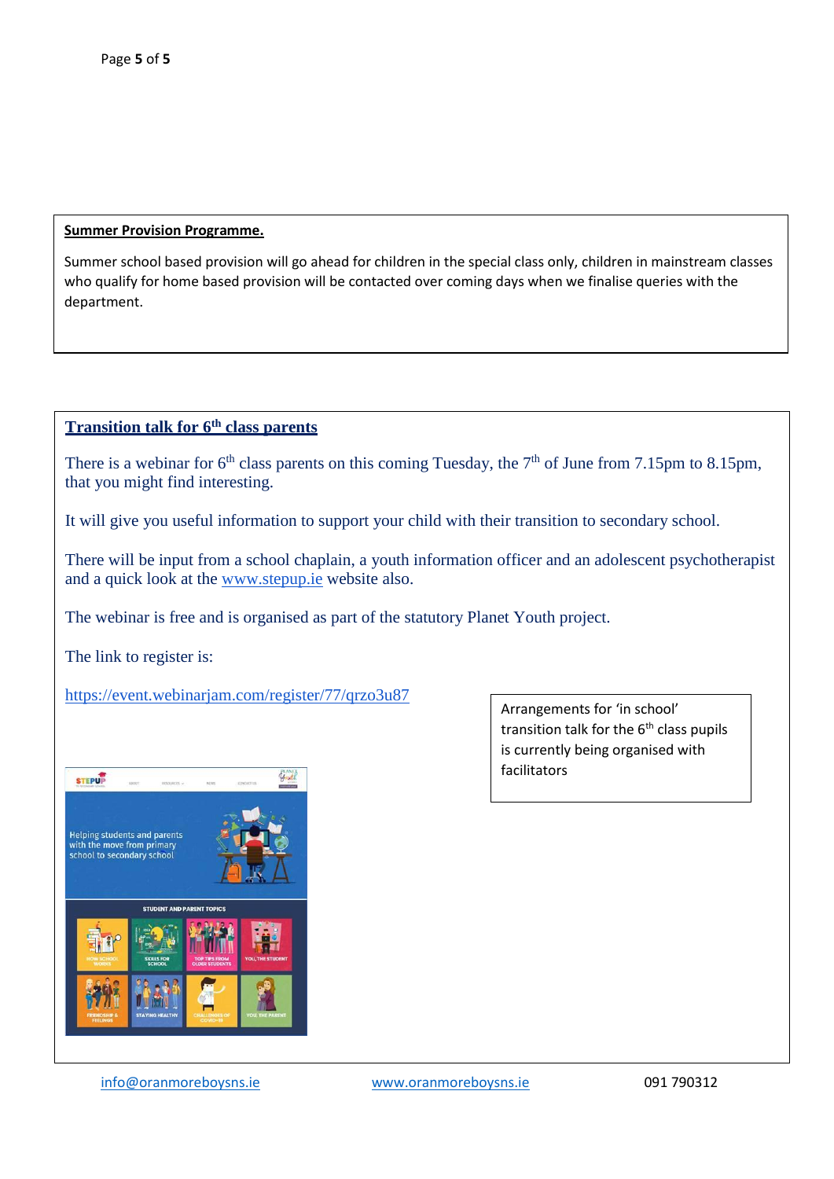## Summer Provision Programme.

Summer school based provision will go ahead for children in the special class only, children in mainstream classes who qualify for home based provision will be contacted over coming days when we finalise queries with the department.

## Transition talk for 6th class parents

There is a webinar for 6th class parents on this coming Tuesday, the 7th of June from 7.15pm to 8.15pm, that you might find interesting.

It will give you useful information to support your child with their transition to secondary school.

There will be input from a school chaplain, a youth information officer and an adolescent psychotherapist and a quick look at the www.stepup.ie website also.

The webinar is free and is organised as part of the statutory Planet Youth project.

The link to register is:

https://event.webinarjam.com/register/77/qrzo3u87

Arrangements for 'in school' transition talk for the 6th class pupils is currently being organised with facilitators

info@oranmoreboysns.ie www.oranmoreboysns.ie 091 790312